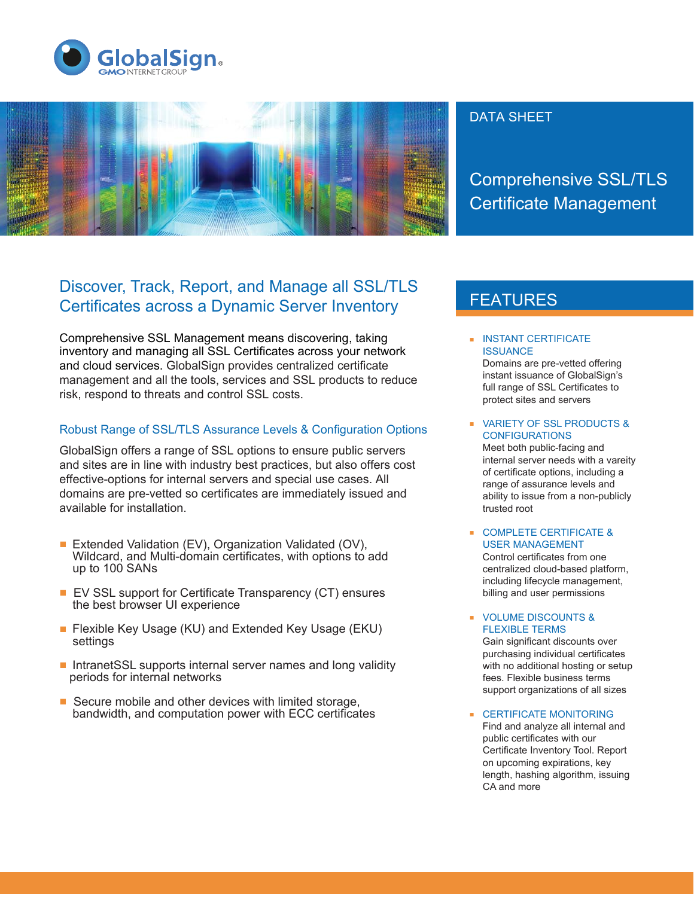GlobalSign

GMO INTERNET GROUP

DATA SHEET

# Comprehensive SSL/TLS Certificate Management

## Discover, Track, Report, and Manage all SSL/TLS Certificates across a Dynamic Server Inventory

Comprehensive SSL Management means discovering, taking inventory and managing all SSL Certificates across your network and cloud services. GlobalSign provides centralized certificate management and all the tools, services and SSL products to reduce risk, respond to threats and control SSL costs.

### Robust Range of SSL/TLS Assurance Levels & Configuration Options

GlobalSign offers a range of SSL options to ensure public servers and sites are in line with industry best practices, but also offers cost effective-options for internal servers and special use cases. All domains are pre-vetted so certificates are immediately issued and available for installation.

- Extended Validation (EV), Organization Validated (OV), Wildcard, and Multi-domain certificates, with options to add up to 100 SANs
- EV SSL support for Certificate Transparency (CT) ensures the best browser UI experience
- Flexible Key Usage (KU) and Extended Key Usage (EKU) settings
- IntranetSSL supports internal server names and long validity periods for internal networks
- Secure mobile and other devices with limited storage, bandwidth, and computation power with ECC certificates

## FEATURES

- **INSTANT CERTIFICATE ISSUANCE**
  Domains are pre-vetted offering instant issuance of GlobalSign's full range of SSL Certificates to protect sites and servers
- **VARIETY OF SSL PRODUCTS & CONFIGURATIONS**
  Meet both public-facing and internal server needs with a vareity of certificate options, including a range of assurance levels and ability to issue from a non-publicly trusted root
- **COMPLETE CERTIFICATE & USER MANAGEMENT**
  Control certificates from one centralized cloud-based platform, including lifecycle management, billing and user permissions
- **VOLUME DISCOUNTS & FLEXIBLE TERMS**
  Gain significant discounts over purchasing individual certificates with no additional hosting or setup fees. Flexible business terms support organizations of all sizes
- **CERTIFICATE MONITORING**
  Find and analyze all internal and public certificates with our Certificate Inventory Tool. Report on upcoming expirations, key length, hashing algorithm, issuing CA and more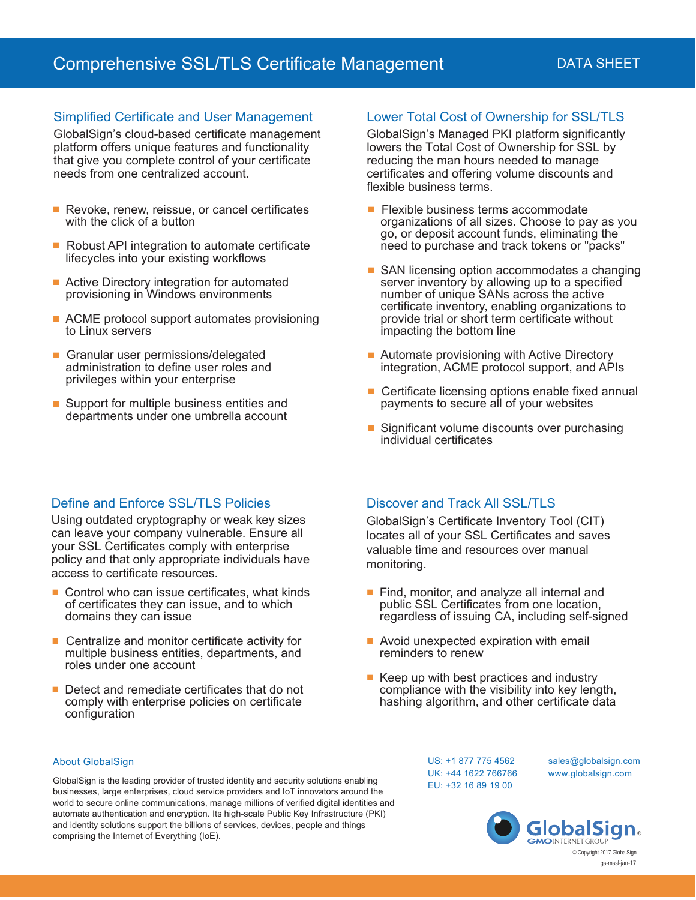# Comprehensive SSL/TLS Certificate Management

DATA SHEET

## Simplified Certificate and User Management

GlobalSign's cloud-based certificate management platform offers unique features and functionality that give you complete control of your certificate needs from one centralized account.

- Revoke, renew, reissue, or cancel certificates with the click of a button
- Robust API integration to automate certificate lifecycles into your existing workflows
- Active Directory integration for automated provisioning in Windows environments
- ACME protocol support automates provisioning to Linux servers
- Granular user permissions/delegated administration to define user roles and privileges within your enterprise
- Support for multiple business entities and departments under one umbrella account

## Lower Total Cost of Ownership for SSL/TLS

GlobalSign's Managed PKI platform significantly lowers the Total Cost of Ownership for SSL by reducing the man hours needed to manage certificates and offering volume discounts and flexible business terms.

- Flexible business terms accommodate organizations of all sizes. Choose to pay as you go, or deposit account funds, eliminating the need to purchase and track tokens or "packs"
- SAN licensing option accommodates a changing server inventory by allowing up to a specified number of unique SANs across the active certificate inventory, enabling organizations to provide trial or short term certificate without impacting the bottom line
- Automate provisioning with Active Directory integration, ACME protocol support, and APIs
- Certificate licensing options enable fixed annual payments to secure all of your websites
- Significant volume discounts over purchasing individual certificates

## Define and Enforce SSL/TLS Policies

Using outdated cryptography or weak key sizes can leave your company vulnerable. Ensure all your SSL Certificates comply with enterprise policy and that only appropriate individuals have access to certificate resources.

- Control who can issue certificates, what kinds of certificates they can issue, and to which domains they can issue
- Centralize and monitor certificate activity for multiple business entities, departments, and roles under one account
- Detect and remediate certificates that do not comply with enterprise policies on certificate configuration

## Discover and Track All SSL/TLS

GlobalSign's Certificate Inventory Tool (CIT) locates all of your SSL Certificates and saves valuable time and resources over manual monitoring.

- Find, monitor, and analyze all internal and public SSL Certificates from one location, regardless of issuing CA, including self-signed
- Avoid unexpected expiration with email reminders to renew
- Keep up with best practices and industry compliance with the visibility into key length, hashing algorithm, and other certificate data

### About GlobalSign

GlobalSign is the leading provider of trusted identity and security solutions enabling businesses, large enterprises, cloud service providers and IoT innovators around the world to secure online communications, manage millions of verified digital identities and automate authentication and encryption. Its high-scale Public Key Infrastructure (PKI) and identity solutions support the billions of services, devices, people and things comprising the Internet of Everything (IoE).

US: +1 877 775 4562
UK: +44 1622 766766
EU: +32 16 89 19 00

sales@globalsign.com
www.globalsign.com

GlobalSign. GMO INTERNET GROUP

© Copyright 2017 GlobalSign

gs-mssl-jan-17